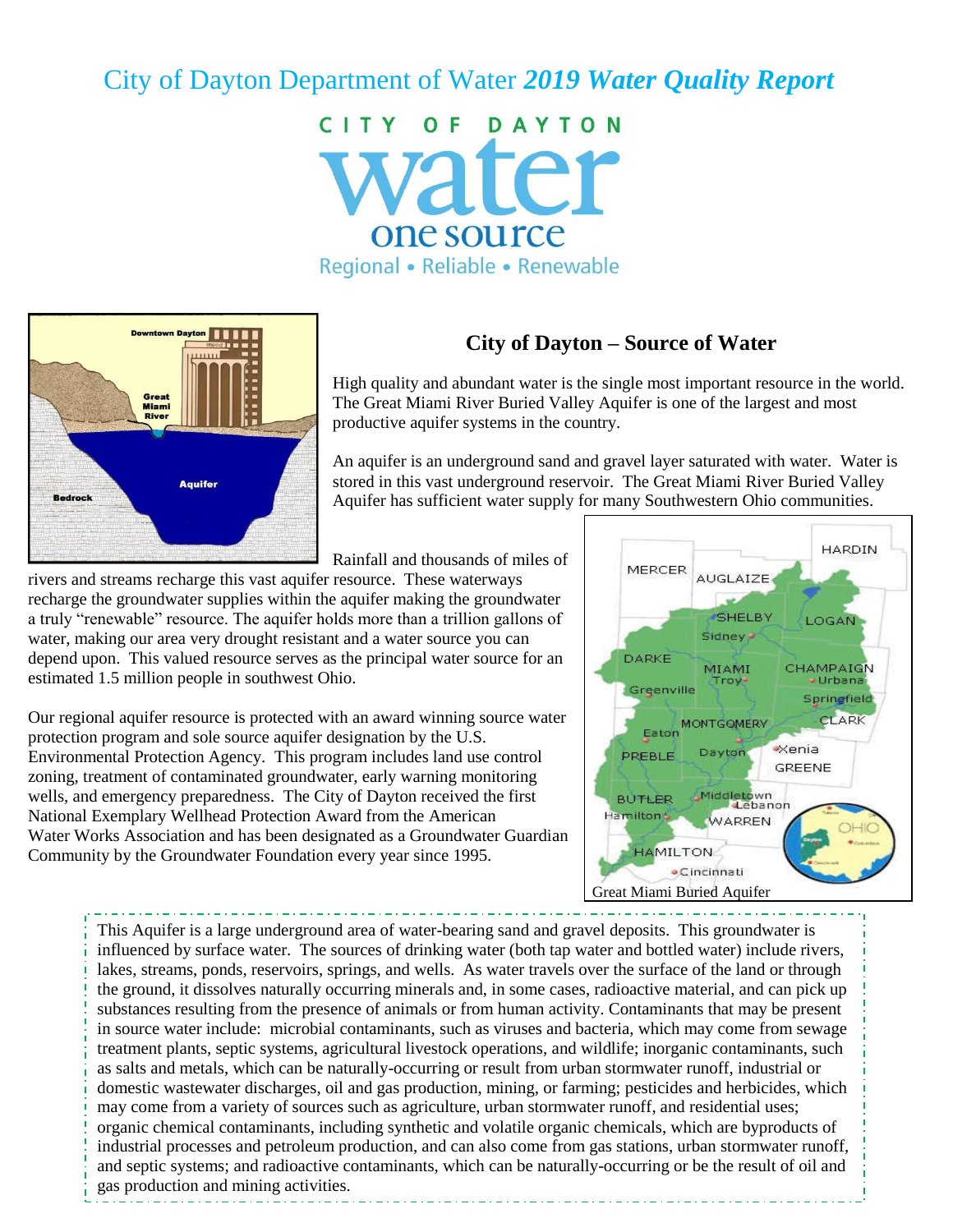# City of Dayton Department of Water *2019 Water Quality Report*

CITY OF DAYTON
water
one source
Regional • Reliable • Renewable

## City of Dayton – Source of Water

High quality and abundant water is the single most important resource in the world. The Great Miami River Buried Valley Aquifer is one of the largest and most productive aquifer systems in the country.

An aquifer is an underground sand and gravel layer saturated with water. Water is stored in this vast underground reservoir. The Great Miami River Buried Valley Aquifer has sufficient water supply for many Southwestern Ohio communities.

Rainfall and thousands of miles of rivers and streams recharge this vast aquifer resource. These waterways recharge the groundwater supplies within the aquifer making the groundwater a truly "renewable" resource. The aquifer holds more than a trillion gallons of water, making our area very drought resistant and a water source you can depend upon. This valued resource serves as the principal water source for an estimated 1.5 million people in southwest Ohio.

Our regional aquifer resource is protected with an award winning source water protection program and sole source aquifer designation by the U.S. Environmental Protection Agency. This program includes land use control zoning, treatment of contaminated groundwater, early warning monitoring wells, and emergency preparedness. The City of Dayton received the first National Exemplary Wellhead Protection Award from the American Water Works Association and has been designated as a Groundwater Guardian Community by the Groundwater Foundation every year since 1995.

Great Miami Buried Aquifer

This Aquifer is a large underground area of water-bearing sand and gravel deposits. This groundwater is influenced by surface water. The sources of drinking water (both tap water and bottled water) include rivers, lakes, streams, ponds, reservoirs, springs, and wells. As water travels over the surface of the land or through the ground, it dissolves naturally occurring minerals and, in some cases, radioactive material, and can pick up substances resulting from the presence of animals or from human activity. Contaminants that may be present in source water include: microbial contaminants, such as viruses and bacteria, which may come from sewage treatment plants, septic systems, agricultural livestock operations, and wildlife; inorganic contaminants, such as salts and metals, which can be naturally-occurring or result from urban stormwater runoff, industrial or domestic wastewater discharges, oil and gas production, mining, or farming; pesticides and herbicides, which may come from a variety of sources such as agriculture, urban stormwater runoff, and residential uses; organic chemical contaminants, including synthetic and volatile organic chemicals, which are byproducts of industrial processes and petroleum production, and can also come from gas stations, urban stormwater runoff, and septic systems; and radioactive contaminants, which can be naturally-occurring or be the result of oil and gas production and mining activities.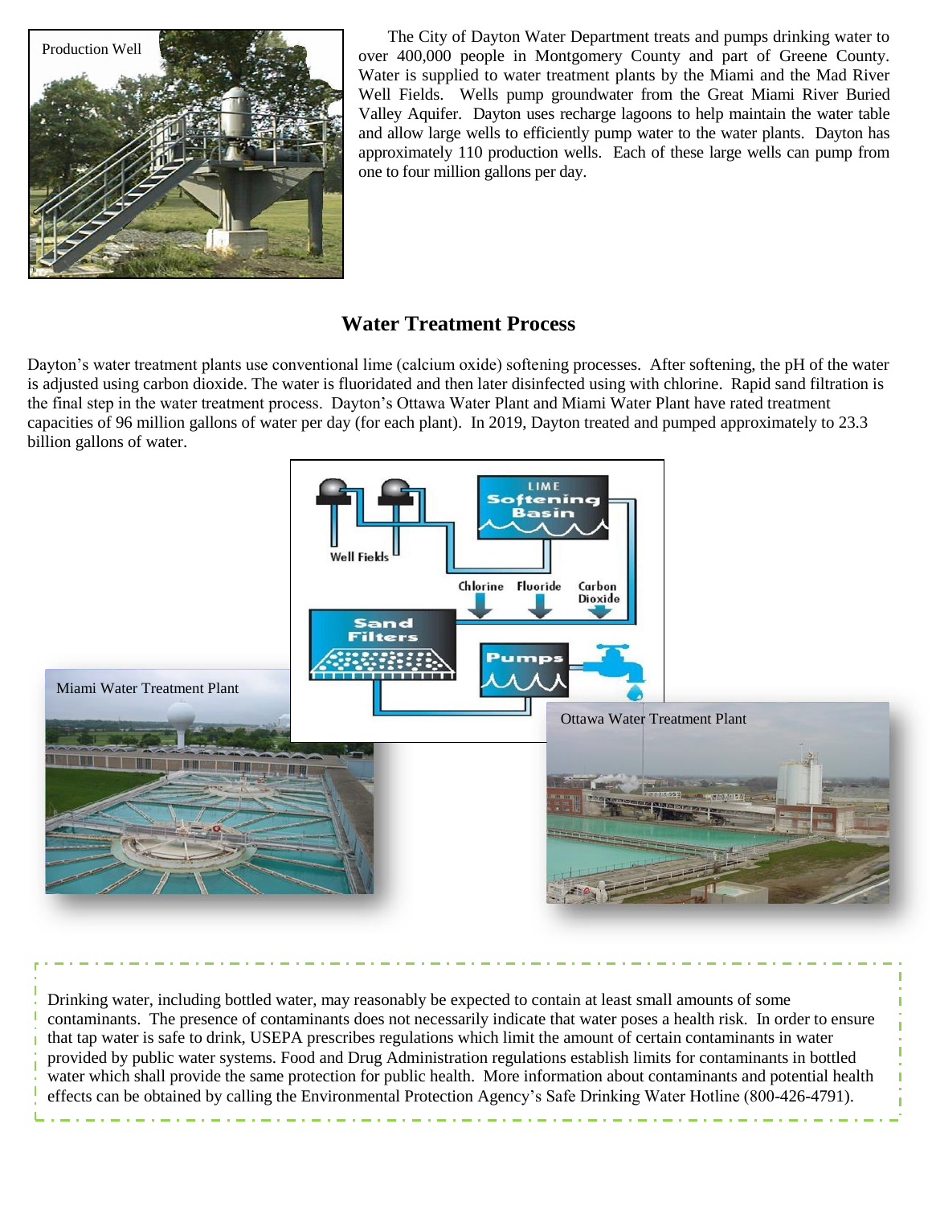Production Well

The City of Dayton Water Department treats and pumps drinking water to over 400,000 people in Montgomery County and part of Greene County. Water is supplied to water treatment plants by the Miami and the Mad River Well Fields. Wells pump groundwater from the Great Miami River Buried Valley Aquifer. Dayton uses recharge lagoons to help maintain the water table and allow large wells to efficiently pump water to the water plants. Dayton has approximately 110 production wells. Each of these large wells can pump from one to four million gallons per day.

## Water Treatment Process

Dayton's water treatment plants use conventional lime (calcium oxide) softening processes. After softening, the pH of the water is adjusted using carbon dioxide. The water is fluoridated and then later disinfected using with chlorine. Rapid sand filtration is the final step in the water treatment process. Dayton's Ottawa Water Plant and Miami Water Plant have rated treatment capacities of 96 million gallons of water per day (for each plant). In 2019, Dayton treated and pumped approximately to 23.3 billion gallons of water.

Well Fields | LIME Softening Basin | Chlorine | Fluoride | Carbon Dioxide | Sand Filters | Pumps

Miami Water Treatment Plant

Ottawa Water Treatment Plant

Drinking water, including bottled water, may reasonably be expected to contain at least small amounts of some contaminants. The presence of contaminants does not necessarily indicate that water poses a health risk. In order to ensure that tap water is safe to drink, USEPA prescribes regulations which limit the amount of certain contaminants in water provided by public water systems. Food and Drug Administration regulations establish limits for contaminants in bottled water which shall provide the same protection for public health. More information about contaminants and potential health effects can be obtained by calling the Environmental Protection Agency's Safe Drinking Water Hotline (800-426-4791).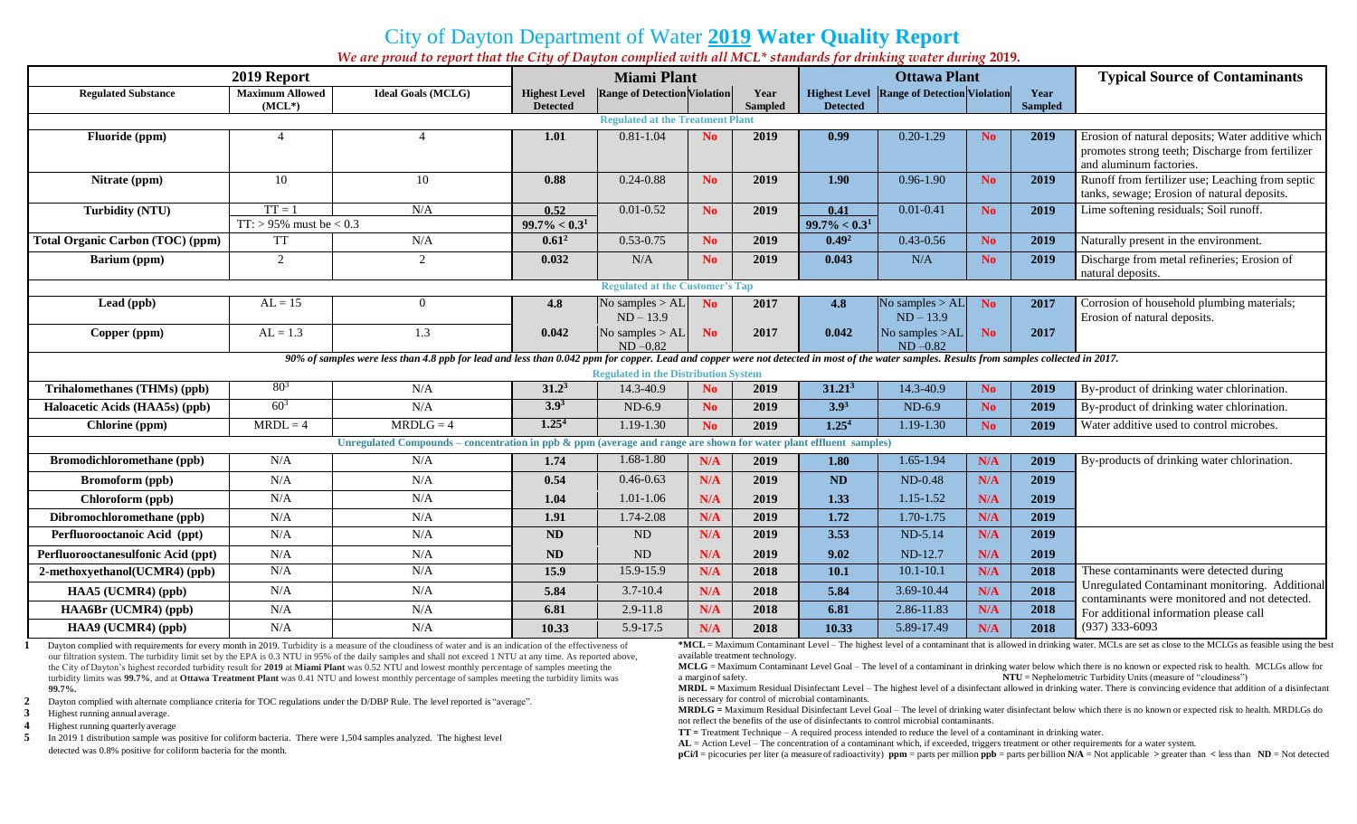# City of Dayton Department of Water 2019 Water Quality Report

*We are proud to report that the City of Dayton complied with all MCL* standards for drinking water during* **2019.**

| 2019 Report | | | Miami Plant | | | | Ottawa Plant | | | | Typical Source of Contaminants |
|---|---|---|---|---|---|---|---|---|---|---|---|
| **Regulated Substance** | **Maximum Allowed (MCL*)** | **Ideal Goals (MCLG)** | **Highest Level Detected** | **Range of Detection** | **Violation** | **Year Sampled** | **Highest Level Detected** | **Range of Detection** | **Violation** | **Year Sampled** | |
| **Regulated at the Treatment Plant** | | | | | | | | | | | |
| **Fluoride (ppm)** | 4 | 4 | **1.01** | 0.81-1.04 | **No** | **2019** | **0.99** | 0.20-1.29 | **No** | **2019** | Erosion of natural deposits; Water additive which promotes strong teeth; Discharge from fertilizer and aluminum factories. |
| **Nitrate (ppm)** | 10 | 10 | **0.88** | 0.24-0.88 | **No** | **2019** | **1.90** | 0.96-1.90 | **No** | **2019** | Runoff from fertilizer use; Leaching from septic tanks, sewage; Erosion of natural deposits. |
| **Turbidity (NTU)** | TT = 1 | N/A | **0.52** | 0.01-0.52 | **No** | **2019** | **0.41** | 0.01-0.41 | **No** | **2019** | Lime softening residuals; Soil runoff. |
| | TT: > 95% must be < 0.3 | | **99.7% < 0.3**[1] | | | | **99.7% < 0.3**[1] | | | | |
| **Total Organic Carbon (TOC) (ppm)** | TT | N/A | **0.61**[2] | 0.53-0.75 | **No** | **2019** | **0.49**[2] | 0.43-0.56 | **No** | **2019** | Naturally present in the environment. |
| **Barium (ppm)** | 2 | 2 | **0.032** | N/A | **No** | **2019** | **0.043** | N/A | **No** | **2019** | Discharge from metal refineries; Erosion of natural deposits. |
| **Regulated at the Customer's Tap** | | | | | | | | | | | |
| **Lead (ppb)** | AL = 15 | 0 | **4.8** | No samples > AL ND – 13.9 | **No** | **2017** | **4.8** | No samples > AL ND – 13.9 | **No** | **2017** | Corrosion of household plumbing materials; Erosion of natural deposits. |
| **Copper (ppm)** | AL = 1.3 | 1.3 | **0.042** | No samples > AL ND –0.82 | **No** | **2017** | **0.042** | No samples >AL ND –0.82 | **No** | **2017** | |
| *90% of samples were less than 4.8 ppb for lead and less than 0.042 ppm for copper. Lead and copper were not detected in most of the water samples. Results from samples collected in 2017.* | | | | | | | | | | | |
| **Regulated in the Distribution System** | | | | | | | | | | | |
| **Trihalomethanes (THMs) (ppb)** | 80[3] | N/A | **31.2**[3] | 14.3-40.9 | **No** | **2019** | **31.21**[3] | 14.3-40.9 | **No** | **2019** | By-product of drinking water chlorination. |
| **Haloacetic Acids (HAA5s) (ppb)** | 60[3] | N/A | **3.9**[3] | ND-6.9 | **No** | **2019** | **3.9**[3] | ND-6.9 | **No** | **2019** | By-product of drinking water chlorination. |
| **Chlorine (ppm)** | MRDL = 4 | MRDLG = 4 | **1.25**[4] | 1.19-1.30 | **No** | **2019** | **1.25**[4] | 1.19-1.30 | **No** | **2019** | Water additive used to control microbes. |
| **Unregulated Compounds – concentration in ppb & ppm (average and range are shown for water plant effluent samples)** | | | | | | | | | | | |
| **Bromodichloromethane (ppb)** | N/A | N/A | **1.74** | 1.68-1.80 | **N/A** | **2019** | **1.80** | 1.65-1.94 | **N/A** | **2019** | By-products of drinking water chlorination. |
| **Bromoform (ppb)** | N/A | N/A | **0.54** | 0.46-0.63 | **N/A** | **2019** | **ND** | ND-0.48 | **N/A** | **2019** | |
| **Chloroform (ppb)** | N/A | N/A | **1.04** | 1.01-1.06 | **N/A** | **2019** | **1.33** | 1.15-1.52 | **N/A** | **2019** | |
| **Dibromochloromethane (ppb)** | N/A | N/A | **1.91** | 1.74-2.08 | **N/A** | **2019** | **1.72** | 1.70-1.75 | **N/A** | **2019** | |
| **Perfluorooctanoic Acid (ppt)** | N/A | N/A | **ND** | ND | **N/A** | **2019** | **3.53** | ND-5.14 | **N/A** | **2019** | |
| **Perfluorooctanesulfonic Acid (ppt)** | N/A | N/A | **ND** | ND | **N/A** | **2019** | **9.02** | ND-12.7 | **N/A** | **2019** | |
| **2-methoxyethanol(UCMR4) (ppb)** | N/A | N/A | **15.9** | 15.9-15.9 | **N/A** | **2018** | **10.1** | 10.1-10.1 | **N/A** | **2018** | These contaminants were detected during Unregulated Contaminant monitoring. Additional contaminants were monitored and not detected. For additional information please call (937) 333-6093 |
| **HAA5 (UCMR4) (ppb)** | N/A | N/A | **5.84** | 3.7-10.4 | **N/A** | **2018** | **5.84** | 3.69-10.44 | **N/A** | **2018** | |
| **HAA6Br (UCMR4) (ppb)** | N/A | N/A | **6.81** | 2.9-11.8 | **N/A** | **2018** | **6.81** | 2.86-11.83 | **N/A** | **2018** | |
| **HAA9 (UCMR4) (ppb)** | N/A | N/A | **10.33** | 5.9-17.5 | **N/A** | **2018** | **10.33** | 5.89-17.49 | **N/A** | **2018** | |

**1** Dayton complied with requirements for every month in 2019. Turbidity is a measure of the cloudiness of water and is an indication of the effectiveness of our filtration system. The turbidity limit set by the EPA is 0.3 NTU in 95% of the daily samples and shall not exceed 1 NTU at any time. As reported above, the City of Dayton's highest recorded turbidity result for **2019** at **Miami Plant** was 0.52 NTU and lowest monthly percentage of samples meeting the turbidity limits was **99.7%**, and at **Ottawa Treatment Plant** was 0.41 NTU and lowest monthly percentage of samples meeting the turbidity limits was **99.7%.**

**2** Dayton complied with alternate compliance criteria for TOC regulations under the D/DBP Rule. The level reported is "average".

**3** Highest running annual average.

**4** Highest running quarterly average

**5** In 2019 1 distribution sample was positive for coliform bacteria. There were 1,504 samples analyzed. The highest level detected was 0.8% positive for coliform bacteria for the month.

**\*MCL** = Maximum Contaminant Level – The highest level of a contaminant that is allowed in drinking water. MCLs are set as close to the MCLGs as feasible using the best available treatment technology.

**MCLG** = Maximum Contaminant Level Goal – The level of a contaminant in drinking water below which there is no known or expected risk to health. MCLGs allow for a margin of safety.

**NTU** = Nephelometric Turbidity Units (measure of "cloudiness")

**MRDL** = Maximum Residual Disinfectant Level – The highest level of a disinfectant allowed in drinking water. There is convincing evidence that addition of a disinfectant is necessary for control of microbial contaminants.

**MRDLG** = Maximum Residual Disinfectant Level Goal – The level of drinking water disinfectant below which there is no known or expected risk to health. MRDLGs do not reflect the benefits of the use of disinfectants to control microbial contaminants.

**TT** = Treatment Technique – A required process intended to reduce the level of a contaminant in drinking water.

**AL** = Action Level – The concentration of a contaminant which, if exceeded, triggers treatment or other requirements for a water system.

**pCi/l** = picocuries per liter (a measure of radioactivity) **ppm** = parts per million **ppb** = parts per billion **N/A** = Not applicable **>** greater than **<** less than **ND** = Not detected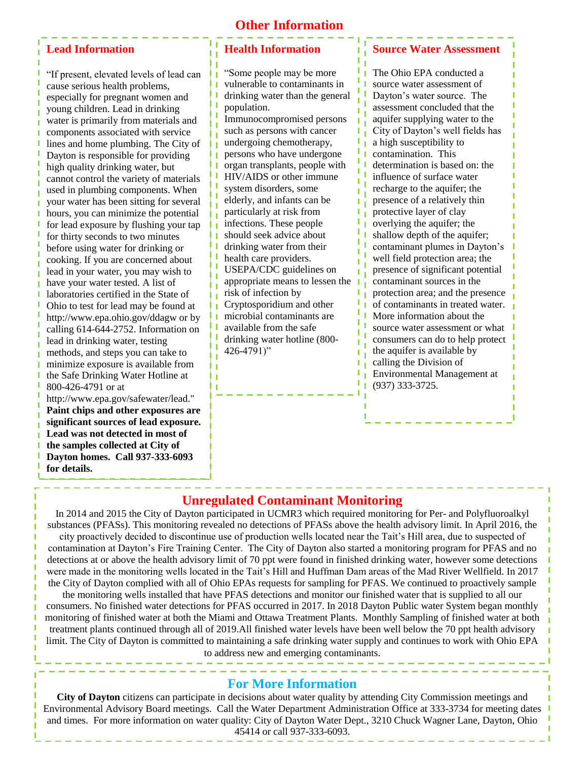# Other Information

## Lead Information

"If present, elevated levels of lead can cause serious health problems, especially for pregnant women and young children. Lead in drinking water is primarily from materials and components associated with service lines and home plumbing. The City of Dayton is responsible for providing high quality drinking water, but cannot control the variety of materials used in plumbing components. When your water has been sitting for several hours, you can minimize the potential for lead exposure by flushing your tap for thirty seconds to two minutes before using water for drinking or cooking. If you are concerned about lead in your water, you may wish to have your water tested. A list of laboratories certified in the State of Ohio to test for lead may be found at http://www.epa.ohio.gov/ddagw or by calling 614-644-2752. Information on lead in drinking water, testing methods, and steps you can take to minimize exposure is available from the Safe Drinking Water Hotline at 800-426-4791 or at http://www.epa.gov/safewater/lead." **Paint chips and other exposures are significant sources of lead exposure. Lead was not detected in most of the samples collected at City of Dayton homes. Call 937-333-6093 for details.**

## Health Information

"Some people may be more vulnerable to contaminants in drinking water than the general population. Immunocompromised persons such as persons with cancer undergoing chemotherapy, persons who have undergone organ transplants, people with HIV/AIDS or other immune system disorders, some elderly, and infants can be particularly at risk from infections. These people should seek advice about drinking water from their health care providers. USEPA/CDC guidelines on appropriate means to lessen the risk of infection by Cryptosporidium and other microbial contaminants are available from the safe drinking water hotline (800-426-4791)"

## Source Water Assessment

The Ohio EPA conducted a source water assessment of Dayton's water source. The assessment concluded that the aquifer supplying water to the City of Dayton's well fields has a high susceptibility to contamination. This determination is based on: the influence of surface water recharge to the aquifer; the presence of a relatively thin protective layer of clay overlying the aquifer; the shallow depth of the aquifer; contaminant plumes in Dayton's well field protection area; the presence of significant potential contaminant sources in the protection area; and the presence of contaminants in treated water. More information about the source water assessment or what consumers can do to help protect the aquifer is available by calling the Division of Environmental Management at (937) 333-3725.

## Unregulated Contaminant Monitoring

In 2014 and 2015 the City of Dayton participated in UCMR3 which required monitoring for Per- and Polyfluoroalkyl substances (PFASs). This monitoring revealed no detections of PFASs above the health advisory limit. In April 2016, the city proactively decided to discontinue use of production wells located near the Tait's Hill area, due to suspected of contamination at Dayton's Fire Training Center. The City of Dayton also started a monitoring program for PFAS and no detections at or above the health advisory limit of 70 ppt were found in finished drinking water, however some detections were made in the monitoring wells located in the Tait's Hill and Huffman Dam areas of the Mad River Wellfield. In 2017 the City of Dayton complied with all of Ohio EPAs requests for sampling for PFAS. We continued to proactively sample the monitoring wells installed that have PFAS detections and monitor our finished water that is supplied to all our consumers. No finished water detections for PFAS occurred in 2017. In 2018 Dayton Public water System began monthly monitoring of finished water at both the Miami and Ottawa Treatment Plants. Monthly Sampling of finished water at both treatment plants continued through all of 2019.All finished water levels have been well below the 70 ppt health advisory limit. The City of Dayton is committed to maintaining a safe drinking water supply and continues to work with Ohio EPA to address new and emerging contaminants.

## For More Information

**City of Dayton** citizens can participate in decisions about water quality by attending City Commission meetings and Environmental Advisory Board meetings. Call the Water Department Administration Office at 333-3734 for meeting dates and times. For more information on water quality: City of Dayton Water Dept., 3210 Chuck Wagner Lane, Dayton, Ohio 45414 or call 937-333-6093.